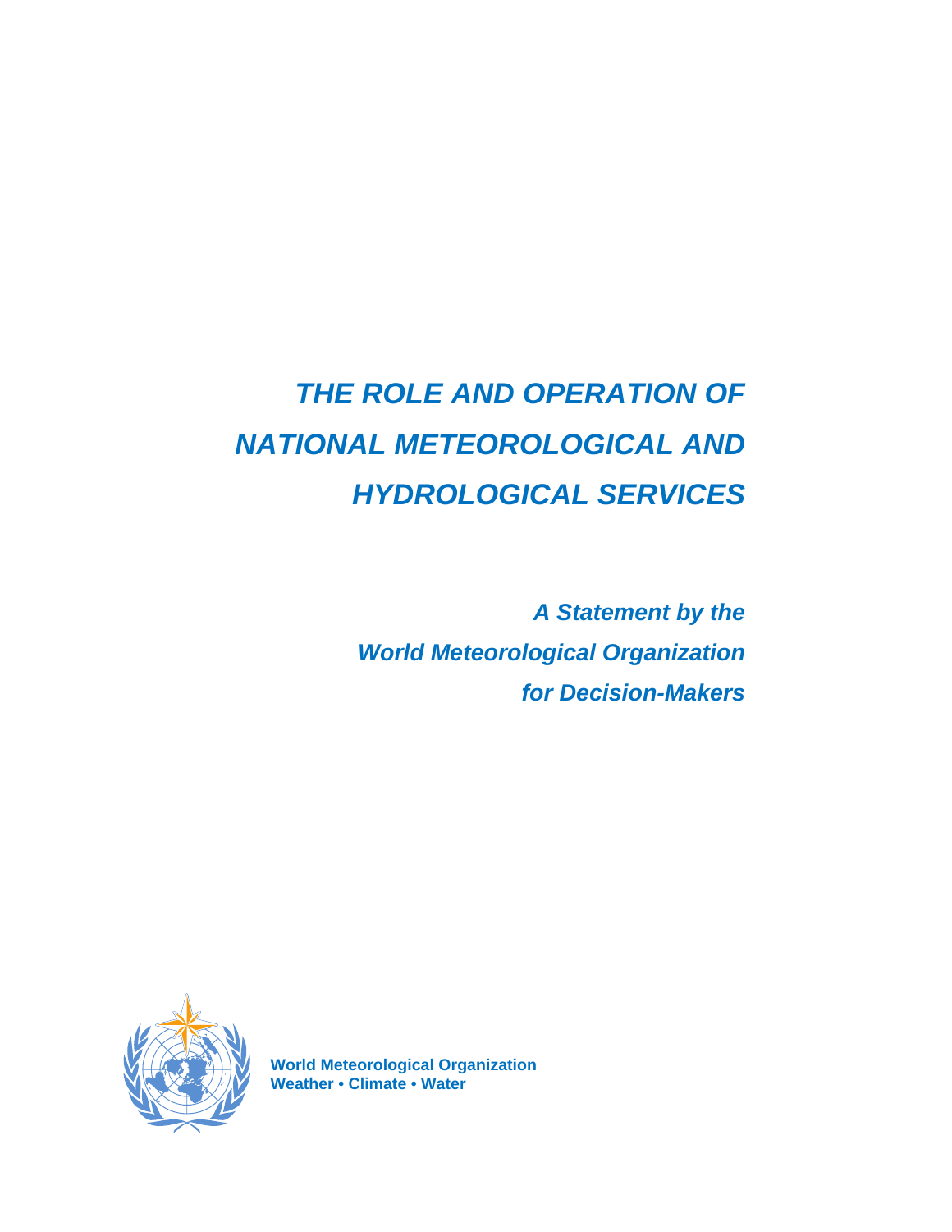# *THE ROLE AND OPERATION OF NATIONAL METEOROLOGICAL AND HYDROLOGICAL SERVICES*

## *A Statement by the World Meteorological Organization for Decision-Makers*

**World Meteorological Organization**
**Weather • Climate • Water**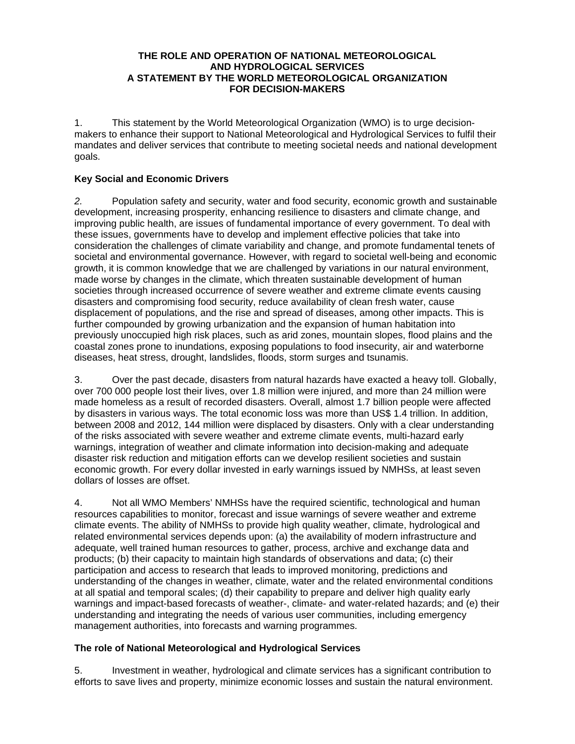# THE ROLE AND OPERATION OF NATIONAL METEOROLOGICAL AND HYDROLOGICAL SERVICES A STATEMENT BY THE WORLD METEOROLOGICAL ORGANIZATION FOR DECISION-MAKERS

1. This statement by the World Meteorological Organization (WMO) is to urge decision-makers to enhance their support to National Meteorological and Hydrological Services to fulfil their mandates and deliver services that contribute to meeting societal needs and national development goals.

## Key Social and Economic Drivers

*2.* Population safety and security, water and food security, economic growth and sustainable development, increasing prosperity, enhancing resilience to disasters and climate change, and improving public health, are issues of fundamental importance of every government. To deal with these issues, governments have to develop and implement effective policies that take into consideration the challenges of climate variability and change, and promote fundamental tenets of societal and environmental governance. However, with regard to societal well-being and economic growth, it is common knowledge that we are challenged by variations in our natural environment, made worse by changes in the climate, which threaten sustainable development of human societies through increased occurrence of severe weather and extreme climate events causing disasters and compromising food security, reduce availability of clean fresh water, cause displacement of populations, and the rise and spread of diseases, among other impacts. This is further compounded by growing urbanization and the expansion of human habitation into previously unoccupied high risk places, such as arid zones, mountain slopes, flood plains and the coastal zones prone to inundations, exposing populations to food insecurity, air and waterborne diseases, heat stress, drought, landslides, floods, storm surges and tsunamis.

3. Over the past decade, disasters from natural hazards have exacted a heavy toll. Globally, over 700 000 people lost their lives, over 1.8 million were injured, and more than 24 million were made homeless as a result of recorded disasters. Overall, almost 1.7 billion people were affected by disasters in various ways. The total economic loss was more than US$ 1.4 trillion. In addition, between 2008 and 2012, 144 million were displaced by disasters. Only with a clear understanding of the risks associated with severe weather and extreme climate events, multi-hazard early warnings, integration of weather and climate information into decision-making and adequate disaster risk reduction and mitigation efforts can we develop resilient societies and sustain economic growth. For every dollar invested in early warnings issued by NMHSs, at least seven dollars of losses are offset.

4. Not all WMO Members' NMHSs have the required scientific, technological and human resources capabilities to monitor, forecast and issue warnings of severe weather and extreme climate events. The ability of NMHSs to provide high quality weather, climate, hydrological and related environmental services depends upon: (a) the availability of modern infrastructure and adequate, well trained human resources to gather, process, archive and exchange data and products; (b) their capacity to maintain high standards of observations and data; (c) their participation and access to research that leads to improved monitoring, predictions and understanding of the changes in weather, climate, water and the related environmental conditions at all spatial and temporal scales; (d) their capability to prepare and deliver high quality early warnings and impact-based forecasts of weather-, climate- and water-related hazards; and (e) their understanding and integrating the needs of various user communities, including emergency management authorities, into forecasts and warning programmes.

## The role of National Meteorological and Hydrological Services

5. Investment in weather, hydrological and climate services has a significant contribution to efforts to save lives and property, minimize economic losses and sustain the natural environment.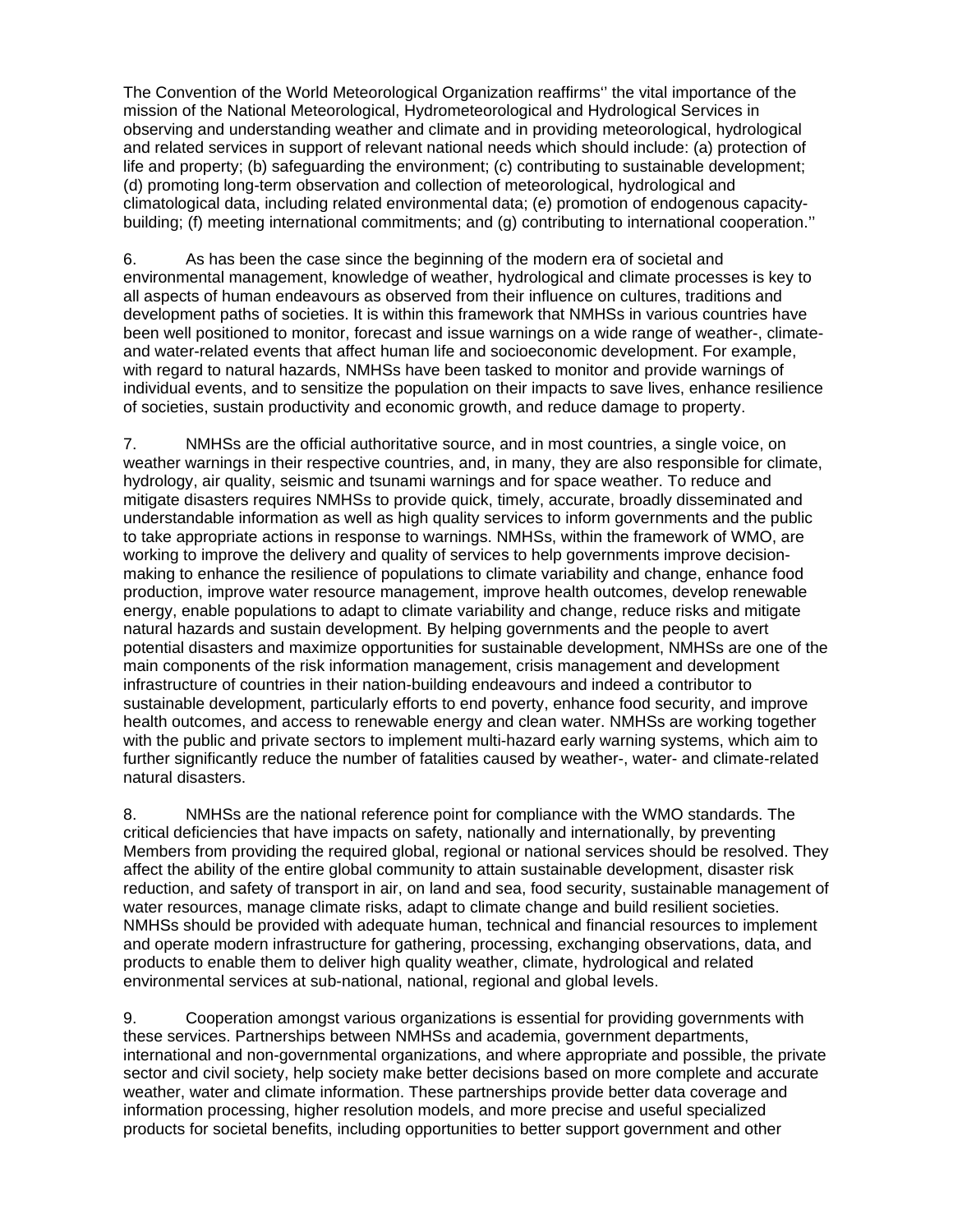The Convention of the World Meteorological Organization reaffirms'' the vital importance of the mission of the National Meteorological, Hydrometeorological and Hydrological Services in observing and understanding weather and climate and in providing meteorological, hydrological and related services in support of relevant national needs which should include: (a) protection of life and property; (b) safeguarding the environment; (c) contributing to sustainable development; (d) promoting long-term observation and collection of meteorological, hydrological and climatological data, including related environmental data; (e) promotion of endogenous capacity-building; (f) meeting international commitments; and (g) contributing to international cooperation.''

6. As has been the case since the beginning of the modern era of societal and environmental management, knowledge of weather, hydrological and climate processes is key to all aspects of human endeavours as observed from their influence on cultures, traditions and development paths of societies. It is within this framework that NMHSs in various countries have been well positioned to monitor, forecast and issue warnings on a wide range of weather-, climate- and water-related events that affect human life and socioeconomic development. For example, with regard to natural hazards, NMHSs have been tasked to monitor and provide warnings of individual events, and to sensitize the population on their impacts to save lives, enhance resilience of societies, sustain productivity and economic growth, and reduce damage to property.

7. NMHSs are the official authoritative source, and in most countries, a single voice, on weather warnings in their respective countries, and, in many, they are also responsible for climate, hydrology, air quality, seismic and tsunami warnings and for space weather. To reduce and mitigate disasters requires NMHSs to provide quick, timely, accurate, broadly disseminated and understandable information as well as high quality services to inform governments and the public to take appropriate actions in response to warnings. NMHSs, within the framework of WMO, are working to improve the delivery and quality of services to help governments improve decision-making to enhance the resilience of populations to climate variability and change, enhance food production, improve water resource management, improve health outcomes, develop renewable energy, enable populations to adapt to climate variability and change, reduce risks and mitigate natural hazards and sustain development. By helping governments and the people to avert potential disasters and maximize opportunities for sustainable development, NMHSs are one of the main components of the risk information management, crisis management and development infrastructure of countries in their nation-building endeavours and indeed a contributor to sustainable development, particularly efforts to end poverty, enhance food security, and improve health outcomes, and access to renewable energy and clean water. NMHSs are working together with the public and private sectors to implement multi-hazard early warning systems, which aim to further significantly reduce the number of fatalities caused by weather-, water- and climate-related natural disasters.

8. NMHSs are the national reference point for compliance with the WMO standards. The critical deficiencies that have impacts on safety, nationally and internationally, by preventing Members from providing the required global, regional or national services should be resolved. They affect the ability of the entire global community to attain sustainable development, disaster risk reduction, and safety of transport in air, on land and sea, food security, sustainable management of water resources, manage climate risks, adapt to climate change and build resilient societies. NMHSs should be provided with adequate human, technical and financial resources to implement and operate modern infrastructure for gathering, processing, exchanging observations, data, and products to enable them to deliver high quality weather, climate, hydrological and related environmental services at sub-national, national, regional and global levels.

9. Cooperation amongst various organizations is essential for providing governments with these services. Partnerships between NMHSs and academia, government departments, international and non-governmental organizations, and where appropriate and possible, the private sector and civil society, help society make better decisions based on more complete and accurate weather, water and climate information. These partnerships provide better data coverage and information processing, higher resolution models, and more precise and useful specialized products for societal benefits, including opportunities to better support government and other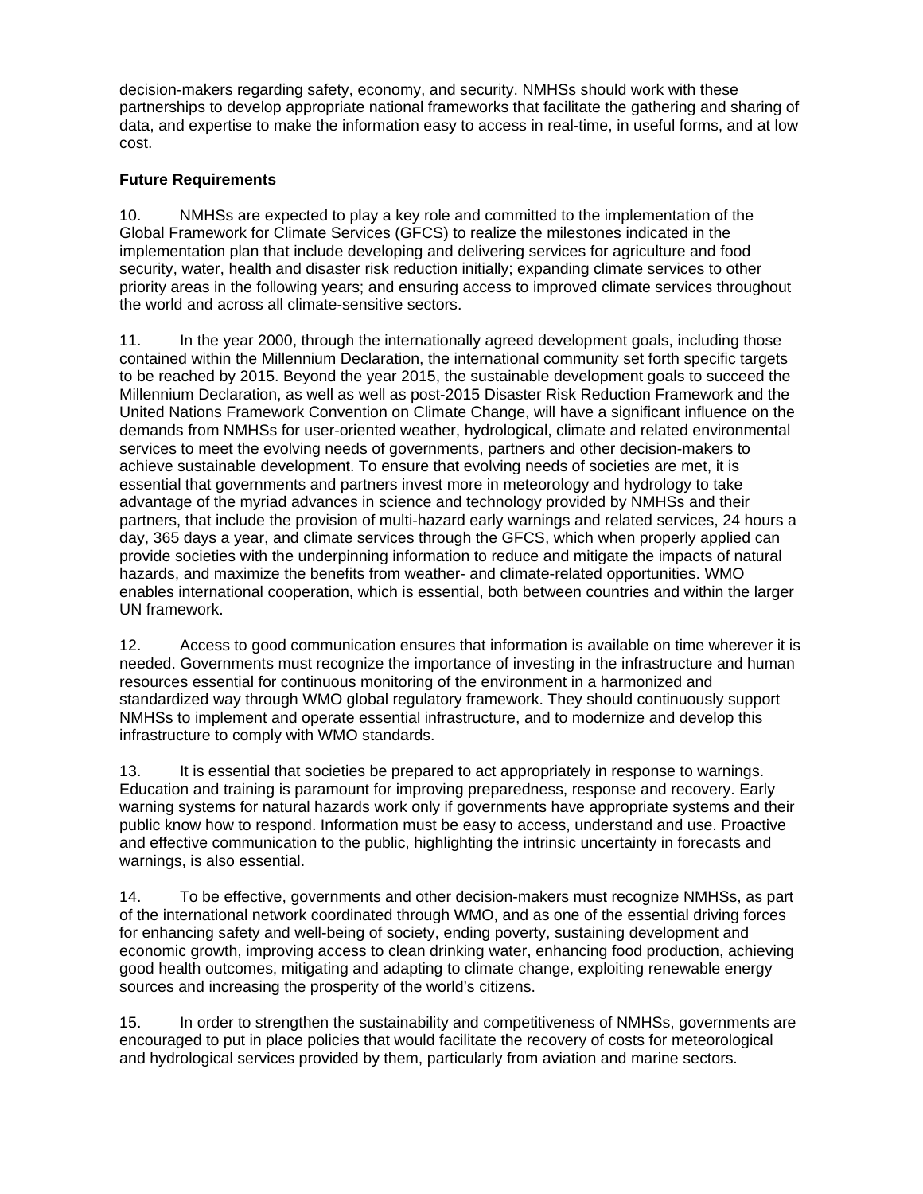decision-makers regarding safety, economy, and security. NMHSs should work with these partnerships to develop appropriate national frameworks that facilitate the gathering and sharing of data, and expertise to make the information easy to access in real-time, in useful forms, and at low cost.

**Future Requirements**

10. NMHSs are expected to play a key role and committed to the implementation of the Global Framework for Climate Services (GFCS) to realize the milestones indicated in the implementation plan that include developing and delivering services for agriculture and food security, water, health and disaster risk reduction initially; expanding climate services to other priority areas in the following years; and ensuring access to improved climate services throughout the world and across all climate-sensitive sectors.

11. In the year 2000, through the internationally agreed development goals, including those contained within the Millennium Declaration, the international community set forth specific targets to be reached by 2015. Beyond the year 2015, the sustainable development goals to succeed the Millennium Declaration, as well as well as post-2015 Disaster Risk Reduction Framework and the United Nations Framework Convention on Climate Change, will have a significant influence on the demands from NMHSs for user-oriented weather, hydrological, climate and related environmental services to meet the evolving needs of governments, partners and other decision-makers to achieve sustainable development. To ensure that evolving needs of societies are met, it is essential that governments and partners invest more in meteorology and hydrology to take advantage of the myriad advances in science and technology provided by NMHSs and their partners, that include the provision of multi-hazard early warnings and related services, 24 hours a day, 365 days a year, and climate services through the GFCS, which when properly applied can provide societies with the underpinning information to reduce and mitigate the impacts of natural hazards, and maximize the benefits from weather- and climate-related opportunities. WMO enables international cooperation, which is essential, both between countries and within the larger UN framework.

12. Access to good communication ensures that information is available on time wherever it is needed. Governments must recognize the importance of investing in the infrastructure and human resources essential for continuous monitoring of the environment in a harmonized and standardized way through WMO global regulatory framework. They should continuously support NMHSs to implement and operate essential infrastructure, and to modernize and develop this infrastructure to comply with WMO standards.

13. It is essential that societies be prepared to act appropriately in response to warnings. Education and training is paramount for improving preparedness, response and recovery. Early warning systems for natural hazards work only if governments have appropriate systems and their public know how to respond. Information must be easy to access, understand and use. Proactive and effective communication to the public, highlighting the intrinsic uncertainty in forecasts and warnings, is also essential.

14. To be effective, governments and other decision-makers must recognize NMHSs, as part of the international network coordinated through WMO, and as one of the essential driving forces for enhancing safety and well-being of society, ending poverty, sustaining development and economic growth, improving access to clean drinking water, enhancing food production, achieving good health outcomes, mitigating and adapting to climate change, exploiting renewable energy sources and increasing the prosperity of the world's citizens.

15. In order to strengthen the sustainability and competitiveness of NMHSs, governments are encouraged to put in place policies that would facilitate the recovery of costs for meteorological and hydrological services provided by them, particularly from aviation and marine sectors.